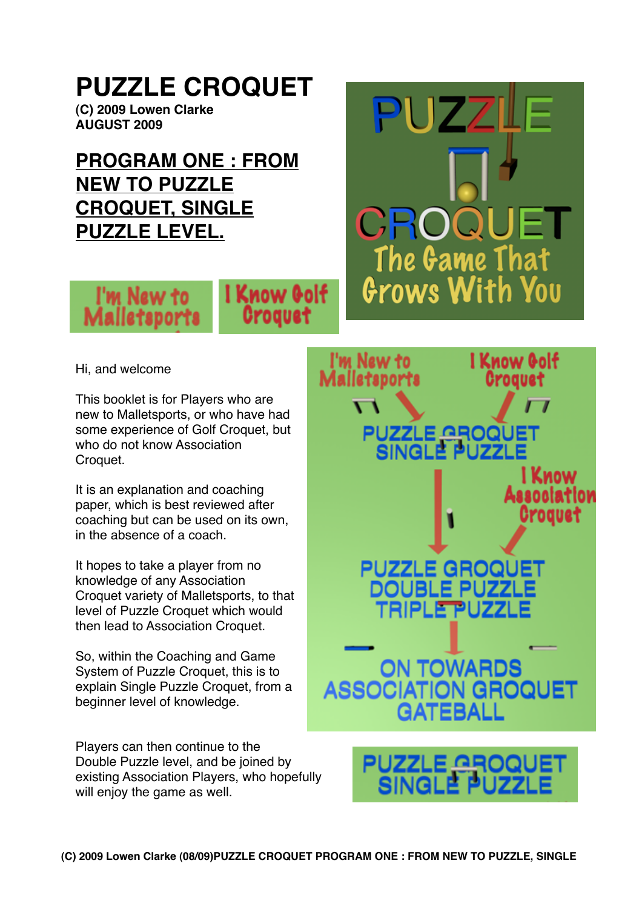# PUZZLE CROQUET

**(C) 2009 Lowen Clarke**
**AUGUST 2009**

## PROGRAM ONE : FROM NEW TO PUZZLE CROQUET, SINGLE PUZZLE LEVEL.

I'm New to Malletsports | I Know Golf Croquet

PUZZLE CROQUET — The Game That Grows With You

Hi, and welcome

This booklet is for Players who are new to Malletsports, or who have had some experience of Golf Croquet, but who do not know Association Croquet.

It is an explanation and coaching paper, which is best reviewed after coaching but can be used on its own, in the absence of a coach.

It hopes to take a player from no knowledge of any Association Croquet variety of Malletsports, to that level of Puzzle Croquet which would then lead to Association Croquet.

So, within the Coaching and Game System of Puzzle Croquet, this is to explain Single Puzzle Croquet, from a beginner level of knowledge.

Players can then continue to the Double Puzzle level, and be joined by existing Association Players, who hopefully will enjoy the game as well.

I'm New to Malletsports → PUZZLE CROQUET SINGLE PUZZLE ← I Know Golf Croquet

PUZZLE CROQUET SINGLE PUZZLE → PUZZLE CROQUET DOUBLE PUZZLE TRIPLE PUZZLE ← I Know Association Croquet

PUZZLE CROQUET DOUBLE PUZZLE TRIPLE PUZZLE → ON TOWARDS ASSOCIATION CROQUET GATEBALL

PUZZLE CROQUET SINGLE PUZZLE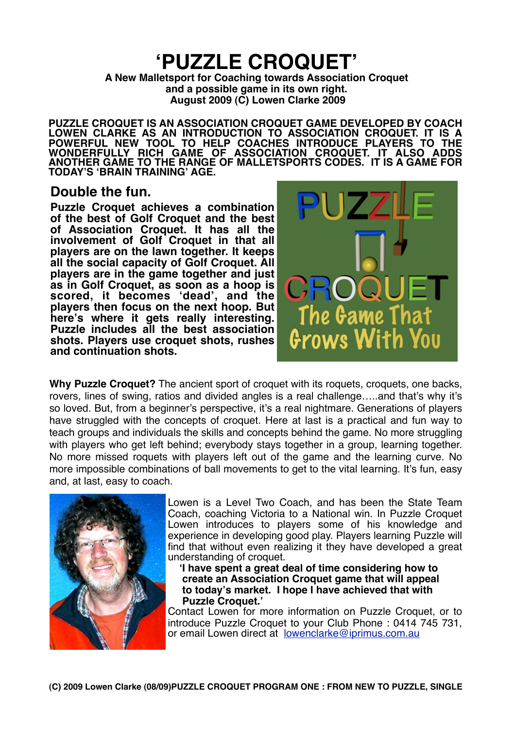# 'PUZZLE CROQUET'

**A New Malletsport for Coaching towards Association Croquet and a possible game in its own right.**
**August 2009 (C) Lowen Clarke 2009**

**PUZZLE CROQUET IS AN ASSOCIATION CROQUET GAME DEVELOPED BY COACH LOWEN CLARKE AS AN INTRODUCTION TO ASSOCIATION CROQUET. IT IS A POWERFUL NEW TOOL TO HELP COACHES INTRODUCE PLAYERS TO THE WONDERFULLY RICH GAME OF ASSOCIATION CROQUET. IT ALSO ADDS ANOTHER GAME TO THE RANGE OF MALLETSPORTS CODES. IT IS A GAME FOR TODAY'S 'BRAIN TRAINING' AGE.**

## Double the fun.

**Puzzle Croquet achieves a combination of the best of Golf Croquet and the best of Association Croquet. It has all the involvement of Golf Croquet in that all players are on the lawn together. It keeps all the social capacity of Golf Croquet. All players are in the game together and just as in Golf Croquet, as soon as a hoop is scored, it becomes 'dead', and the players then focus on the next hoop. But here's where it gets really interesting. Puzzle includes all the best association shots. Players use croquet shots, rushes and continuation shots.**

**Why Puzzle Croquet?** The ancient sport of croquet with its roquets, croquets, one backs, rovers, lines of swing, ratios and divided angles is a real challenge…..and that's why it's so loved. But, from a beginner's perspective, it's a real nightmare. Generations of players have struggled with the concepts of croquet. Here at last is a practical and fun way to teach groups and individuals the skills and concepts behind the game. No more struggling with players who get left behind; everybody stays together in a group, learning together. No more missed roquets with players left out of the game and the learning curve. No more impossible combinations of ball movements to get to the vital learning. It's fun, easy and, at last, easy to coach.

Lowen is a Level Two Coach, and has been the State Team Coach, coaching Victoria to a National win. In Puzzle Croquet Lowen introduces to players some of his knowledge and experience in developing good play. Players learning Puzzle will find that without even realizing it they have developed a great understanding of croquet.

**'I have spent a great deal of time considering how to create an Association Croquet game that will appeal to today's market. I hope I have achieved that with Puzzle Croquet.'**

Contact Lowen for more information on Puzzle Croquet, or to introduce Puzzle Croquet to your Club Phone : 0414 745 731, or email Lowen direct at lowenclarke@iprimus.com.au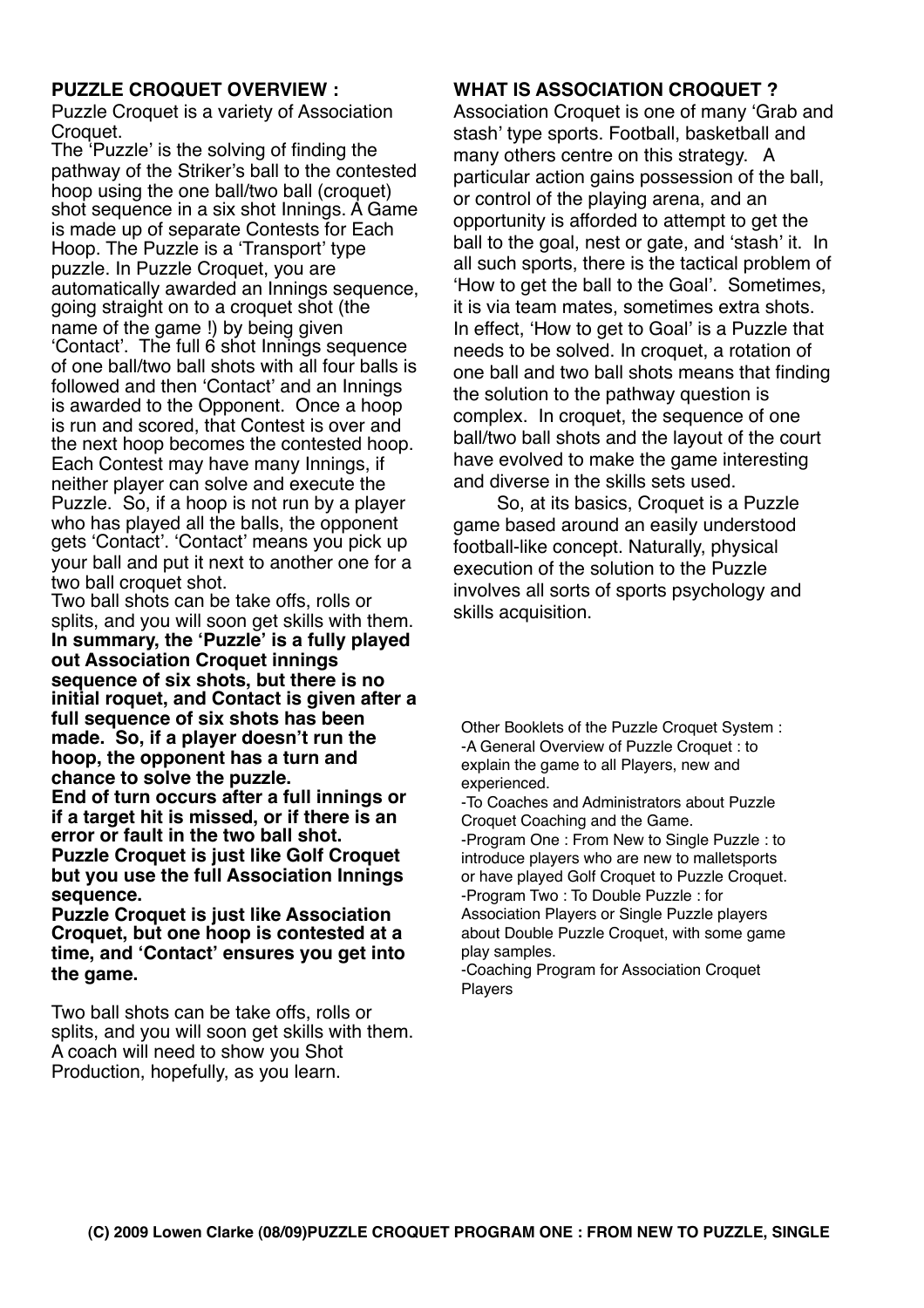## PUZZLE CROQUET OVERVIEW :

Puzzle Croquet is a variety of Association Croquet.

The 'Puzzle' is the solving of finding the pathway of the Striker's ball to the contested hoop using the one ball/two ball (croquet) shot sequence in a six shot Innings. A Game is made up of separate Contests for Each Hoop. The Puzzle is a 'Transport' type puzzle. In Puzzle Croquet, you are automatically awarded an Innings sequence, going straight on to a croquet shot (the name of the game !) by being given 'Contact'. The full 6 shot Innings sequence of one ball/two ball shots with all four balls is followed and then 'Contact' and an Innings is awarded to the Opponent. Once a hoop is run and scored, that Contest is over and the next hoop becomes the contested hoop. Each Contest may have many Innings, if neither player can solve and execute the Puzzle. So, if a hoop is not run by a player who has played all the balls, the opponent gets 'Contact'. 'Contact' means you pick up your ball and put it next to another one for a two ball croquet shot.

Two ball shots can be take offs, rolls or splits, and you will soon get skills with them.

**In summary, the 'Puzzle' is a fully played out Association Croquet innings sequence of six shots, but there is no initial roquet, and Contact is given after a full sequence of six shots has been made. So, if a player doesn't run the hoop, the opponent has a turn and chance to solve the puzzle.**

**End of turn occurs after a full innings or if a target hit is missed, or if there is an error or fault in the two ball shot.**

**Puzzle Croquet is just like Golf Croquet but you use the full Association Innings sequence.**

**Puzzle Croquet is just like Association Croquet, but one hoop is contested at a time, and 'Contact' ensures you get into the game.**

Two ball shots can be take offs, rolls or splits, and you will soon get skills with them. A coach will need to show you Shot Production, hopefully, as you learn.

## WHAT IS ASSOCIATION CROQUET ?

Association Croquet is one of many 'Grab and stash' type sports. Football, basketball and many others centre on this strategy. A particular action gains possession of the ball, or control of the playing arena, and an opportunity is afforded to attempt to get the ball to the goal, nest or gate, and 'stash' it. In all such sports, there is the tactical problem of 'How to get the ball to the Goal'. Sometimes, it is via team mates, sometimes extra shots. In effect, 'How to get to Goal' is a Puzzle that needs to be solved. In croquet, a rotation of one ball and two ball shots means that finding the solution to the pathway question is complex. In croquet, the sequence of one ball/two ball shots and the layout of the court have evolved to make the game interesting and diverse in the skills sets used.

So, at its basics, Croquet is a Puzzle game based around an easily understood football-like concept. Naturally, physical execution of the solution to the Puzzle involves all sorts of sports psychology and skills acquisition.

Other Booklets of the Puzzle Croquet System :

- A General Overview of Puzzle Croquet : to explain the game to all Players, new and experienced.
- To Coaches and Administrators about Puzzle Croquet Coaching and the Game.
- Program One : From New to Single Puzzle : to introduce players who are new to malletsports or have played Golf Croquet to Puzzle Croquet.
- Program Two : To Double Puzzle : for Association Players or Single Puzzle players about Double Puzzle Croquet, with some game play samples.
- Coaching Program for Association Croquet Players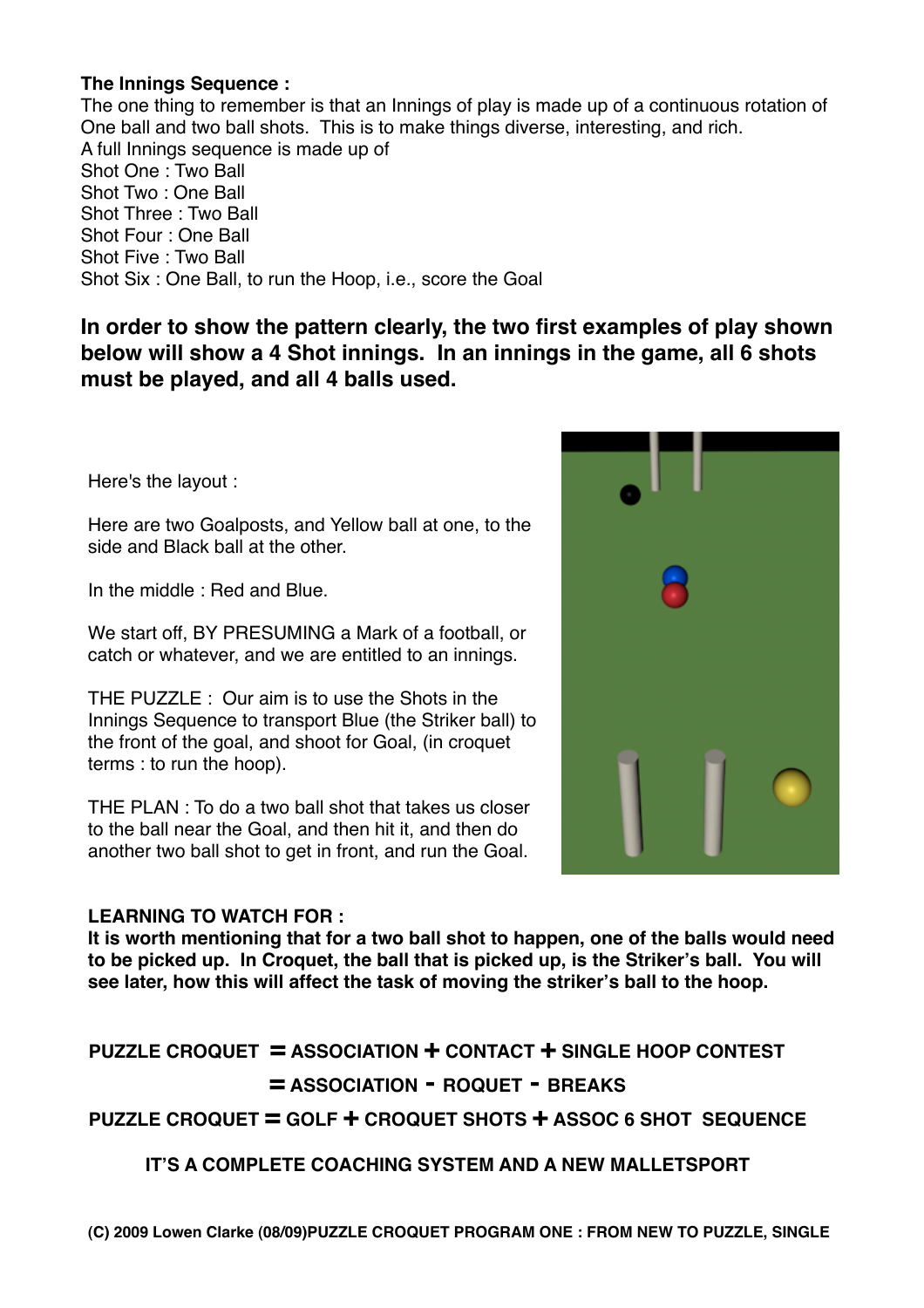**The Innings Sequence :**

The one thing to remember is that an Innings of play is made up of a continuous rotation of One ball and two ball shots. This is to make things diverse, interesting, and rich.

A full Innings sequence is made up of

Shot One : Two Ball
Shot Two : One Ball
Shot Three : Two Ball
Shot Four : One Ball
Shot Five : Two Ball
Shot Six : One Ball, to run the Hoop, i.e., score the Goal

**In order to show the pattern clearly, the two first examples of play shown below will show a 4 Shot innings. In an innings in the game, all 6 shots must be played, and all 4 balls used.**

Here's the layout :

Here are two Goalposts, and Yellow ball at one, to the side and Black ball at the other.

In the middle : Red and Blue.

We start off, BY PRESUMING a Mark of a football, or catch or whatever, and we are entitled to an innings.

THE PUZZLE : Our aim is to use the Shots in the Innings Sequence to transport Blue (the Striker ball) to the front of the goal, and shoot for Goal, (in croquet terms : to run the hoop).

THE PLAN : To do a two ball shot that takes us closer to the ball near the Goal, and then hit it, and then do another two ball shot to get in front, and run the Goal.

**LEARNING TO WATCH FOR :**
**It is worth mentioning that for a two ball shot to happen, one of the balls would need to be picked up. In Croquet, the ball that is picked up, is the Striker's ball. You will see later, how this will affect the task of moving the striker's ball to the hoop.**

**PUZZLE CROQUET = ASSOCIATION + CONTACT + SINGLE HOOP CONTEST**

**= ASSOCIATION - ROQUET - BREAKS**

**PUZZLE CROQUET = GOLF + CROQUET SHOTS + ASSOC 6 SHOT SEQUENCE**

**IT'S A COMPLETE COACHING SYSTEM AND A NEW MALLETSPORT**

**(C) 2009 Lowen Clarke (08/09)PUZZLE CROQUET PROGRAM ONE : FROM NEW TO PUZZLE, SINGLE**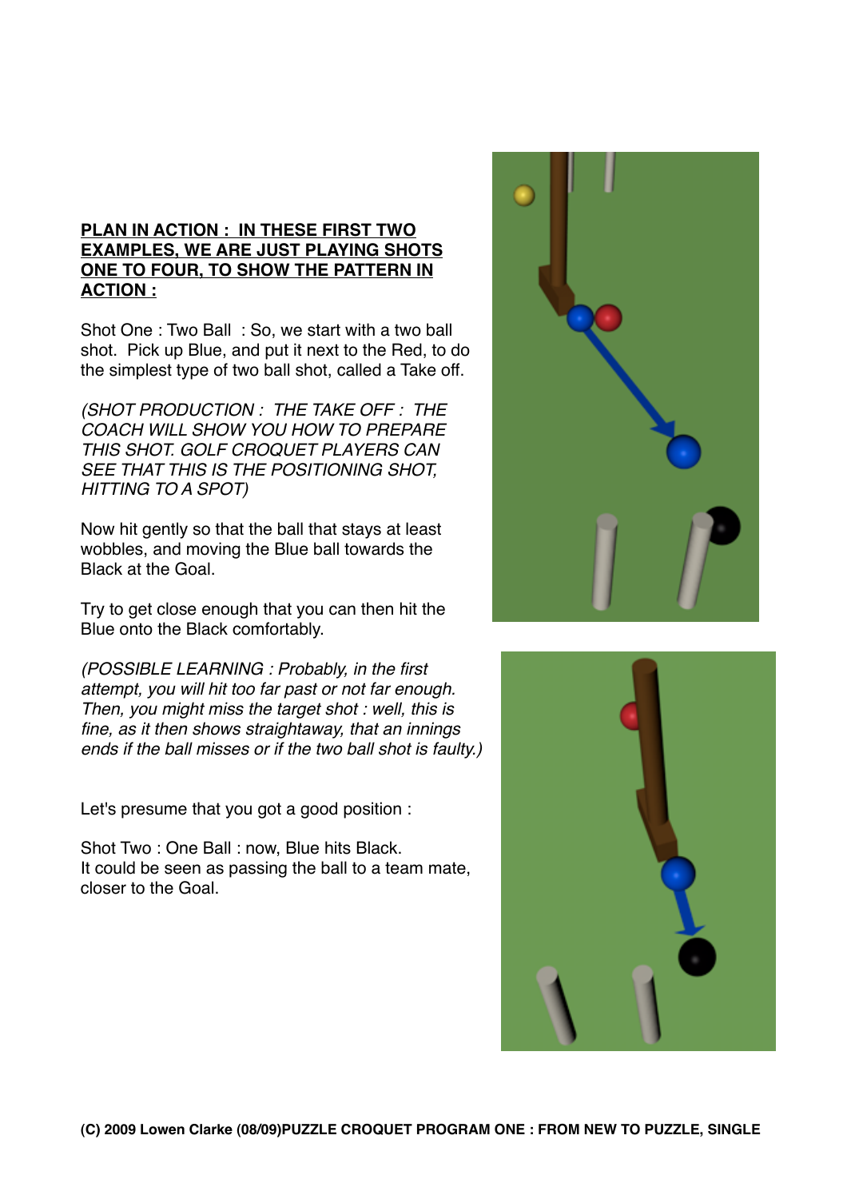**PLAN IN ACTION : IN THESE FIRST TWO EXAMPLES, WE ARE JUST PLAYING SHOTS ONE TO FOUR, TO SHOW THE PATTERN IN ACTION :**

Shot One : Two Ball : So, we start with a two ball shot. Pick up Blue, and put it next to the Red, to do the simplest type of two ball shot, called a Take off.

*(SHOT PRODUCTION : THE TAKE OFF : THE COACH WILL SHOW YOU HOW TO PREPARE THIS SHOT. GOLF CROQUET PLAYERS CAN SEE THAT THIS IS THE POSITIONING SHOT, HITTING TO A SPOT)*

Now hit gently so that the ball that stays at least wobbles, and moving the Blue ball towards the Black at the Goal.

Try to get close enough that you can then hit the Blue onto the Black comfortably.

*(POSSIBLE LEARNING : Probably, in the first attempt, you will hit too far past or not far enough. Then, you might miss the target shot : well, this is fine, as it then shows straightaway, that an innings ends if the ball misses or if the two ball shot is faulty.)*

Let's presume that you got a good position :

Shot Two : One Ball : now, Blue hits Black.
It could be seen as passing the ball to a team mate, closer to the Goal.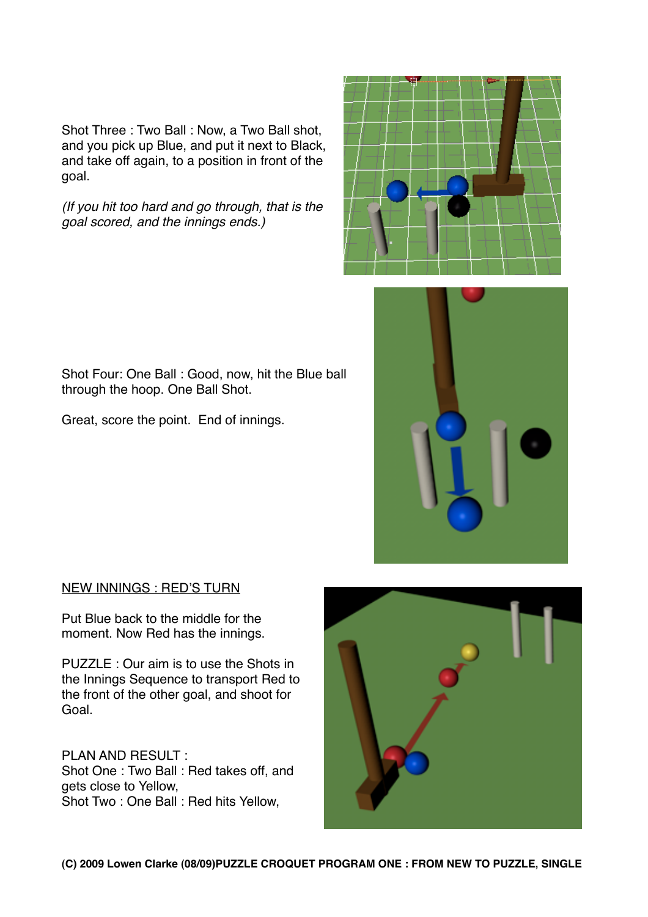Shot Three : Two Ball : Now, a Two Ball shot, and you pick up Blue, and put it next to Black, and take off again, to a position in front of the goal.

*(If you hit too hard and go through, that is the goal scored, and the innings ends.)*

Shot Four: One Ball : Good, now, hit the Blue ball through the hoop. One Ball Shot.

Great, score the point. End of innings.

NEW INNINGS : RED'S TURN

Put Blue back to the middle for the moment. Now Red has the innings.

PUZZLE : Our aim is to use the Shots in the Innings Sequence to transport Red to the front of the other goal, and shoot for Goal.

PLAN AND RESULT :
Shot One : Two Ball : Red takes off, and gets close to Yellow,
Shot Two : One Ball : Red hits Yellow,

**(C) 2009 Lowen Clarke (08/09)PUZZLE CROQUET PROGRAM ONE : FROM NEW TO PUZZLE, SINGLE**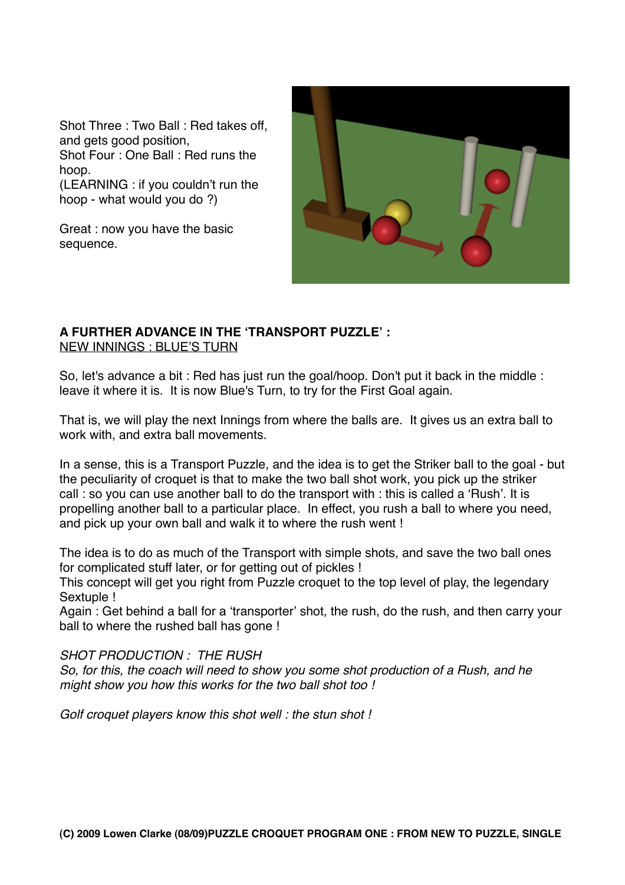Shot Three : Two Ball : Red takes off, and gets good position,
Shot Four : One Ball : Red runs the hoop.
(LEARNING : if you couldn't run the hoop - what would you do ?)

Great : now you have the basic sequence.

**A FURTHER ADVANCE IN THE 'TRANSPORT PUZZLE' :**
NEW INNINGS : BLUE'S TURN

So, let's advance a bit : Red has just run the goal/hoop. Don't put it back in the middle : leave it where it is. It is now Blue's Turn, to try for the First Goal again.

That is, we will play the next Innings from where the balls are. It gives us an extra ball to work with, and extra ball movements.

In a sense, this is a Transport Puzzle, and the idea is to get the Striker ball to the goal - but the peculiarity of croquet is that to make the two ball shot work, you pick up the striker call : so you can use another ball to do the transport with : this is called a 'Rush'. It is propelling another ball to a particular place. In effect, you rush a ball to where you need, and pick up your own ball and walk it to where the rush went !

The idea is to do as much of the Transport with simple shots, and save the two ball ones for complicated stuff later, or for getting out of pickles !
This concept will get you right from Puzzle croquet to the top level of play, the legendary Sextuple !
Again : Get behind a ball for a 'transporter' shot, the rush, do the rush, and then carry your ball to where the rushed ball has gone !

*SHOT PRODUCTION : THE RUSH*
*So, for this, the coach will need to show you some shot production of a Rush, and he might show you how this works for the two ball shot too !*

*Golf croquet players know this shot well : the stun shot !*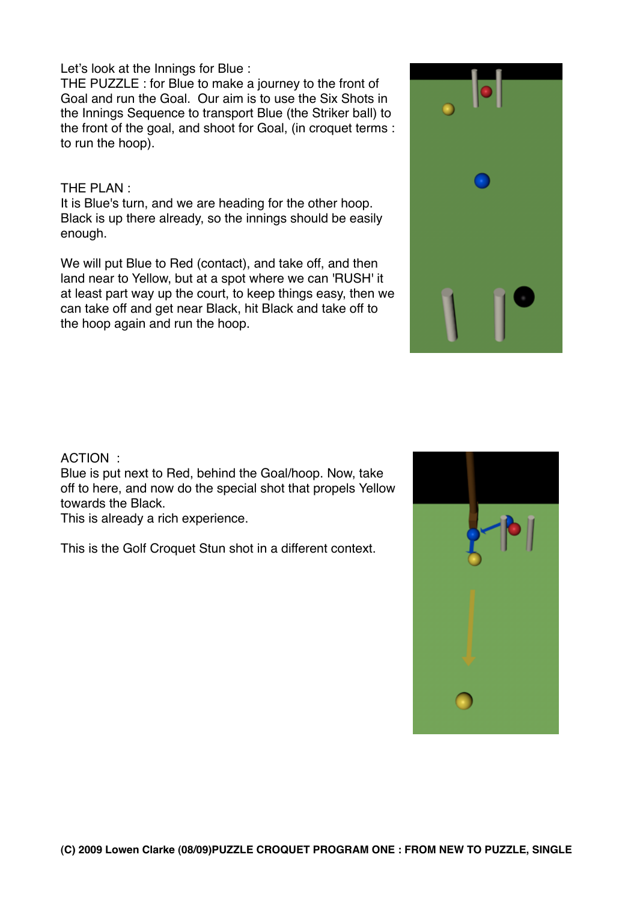Let's look at the Innings for Blue :

THE PUZZLE : for Blue to make a journey to the front of Goal and run the Goal. Our aim is to use the Six Shots in the Innings Sequence to transport Blue (the Striker ball) to the front of the goal, and shoot for Goal, (in croquet terms : to run the hoop).

THE PLAN :

It is Blue's turn, and we are heading for the other hoop. Black is up there already, so the innings should be easily enough.

We will put Blue to Red (contact), and take off, and then land near to Yellow, but at a spot where we can 'RUSH' it at least part way up the court, to keep things easy, then we can take off and get near Black, hit Black and take off to the hoop again and run the hoop.

ACTION :

Blue is put next to Red, behind the Goal/hoop. Now, take off to here, and now do the special shot that propels Yellow towards the Black.

This is already a rich experience.

This is the Golf Croquet Stun shot in a different context.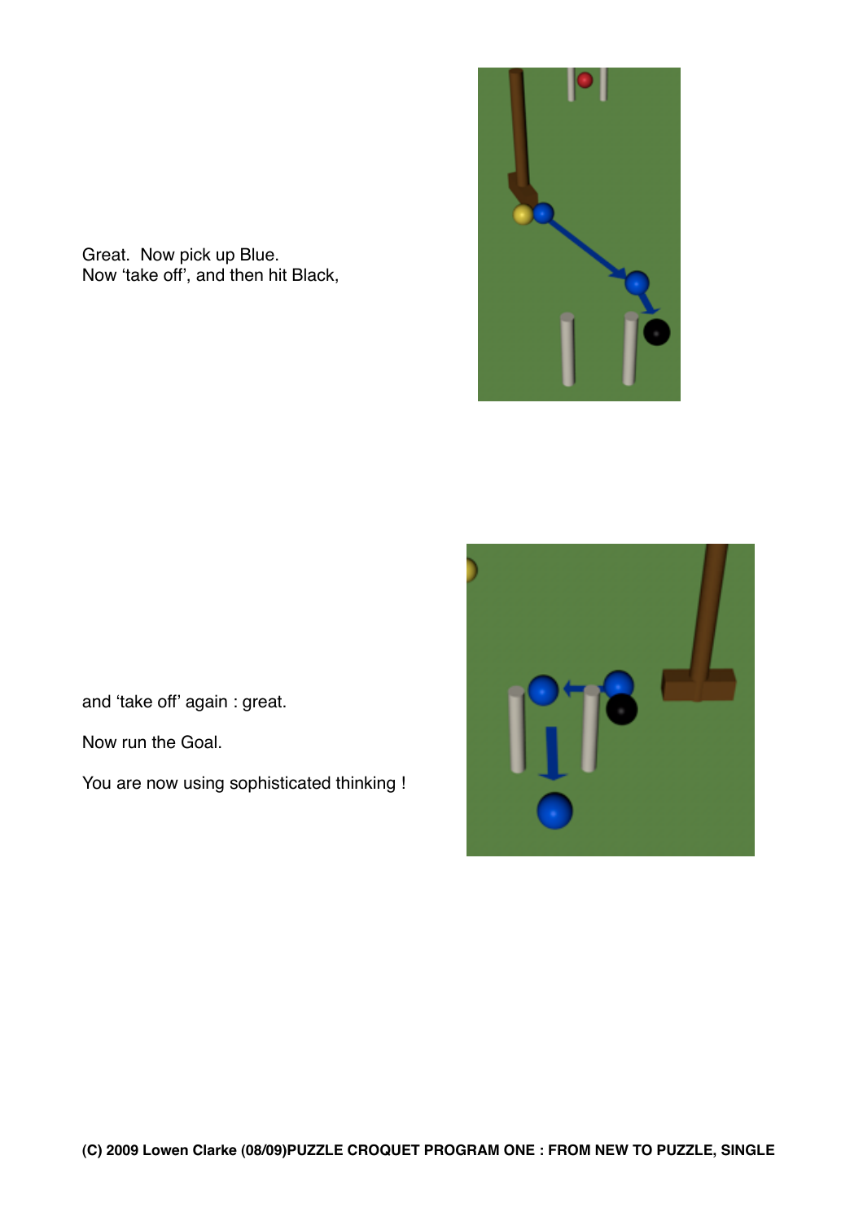Great.  Now pick up Blue.
Now 'take off', and then hit Black,

and 'take off' again : great.

Now run the Goal.

You are now using sophisticated thinking !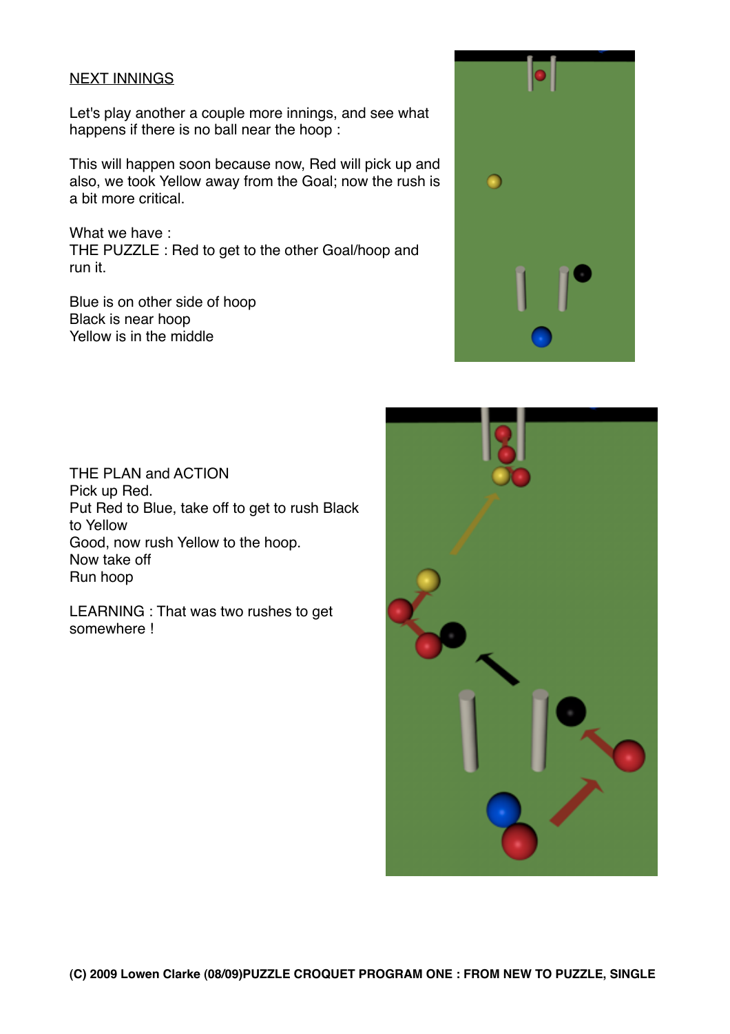## NEXT INNINGS

Let's play another a couple more innings, and see what happens if there is no ball near the hoop :

This will happen soon because now, Red will pick up and also, we took Yellow away from the Goal; now the rush is a bit more critical.

What we have :
THE PUZZLE : Red to get to the other Goal/hoop and run it.

Blue is on other side of hoop
Black is near hoop
Yellow is in the middle

THE PLAN and ACTION
Pick up Red.
Put Red to Blue, take off to get to rush Black to Yellow
Good, now rush Yellow to the hoop.
Now take off
Run hoop

LEARNING : That was two rushes to get somewhere !

(C) 2009 Lowen Clarke (08/09)PUZZLE CROQUET PROGRAM ONE : FROM NEW TO PUZZLE, SINGLE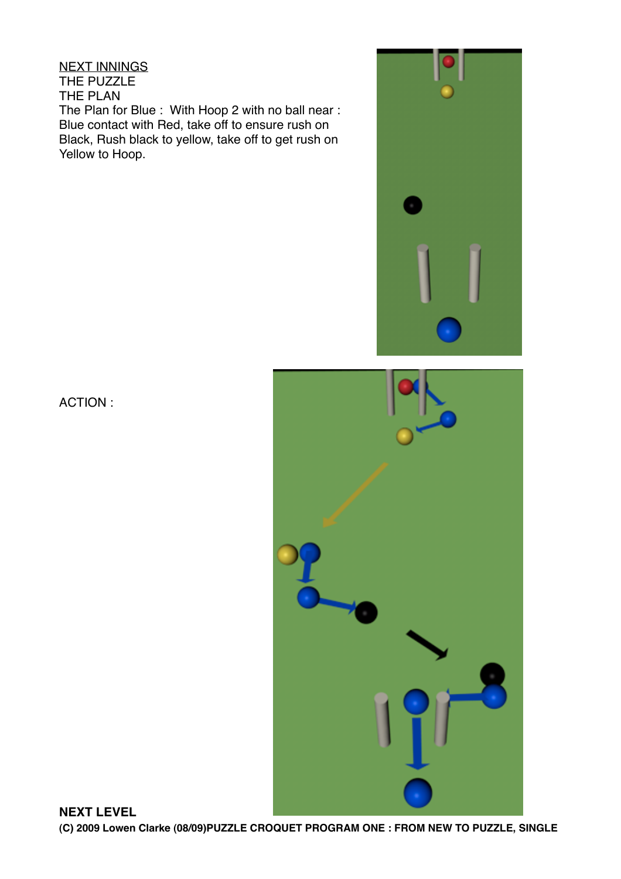NEXT INNINGS

THE PUZZLE

THE PLAN

The Plan for Blue : With Hoop 2 with no ball near : Blue contact with Red, take off to ensure rush on Black, Rush black to yellow, take off to get rush on Yellow to Hoop.

ACTION :

**NEXT LEVEL**

**(C) 2009 Lowen Clarke (08/09)PUZZLE CROQUET PROGRAM ONE : FROM NEW TO PUZZLE, SINGLE**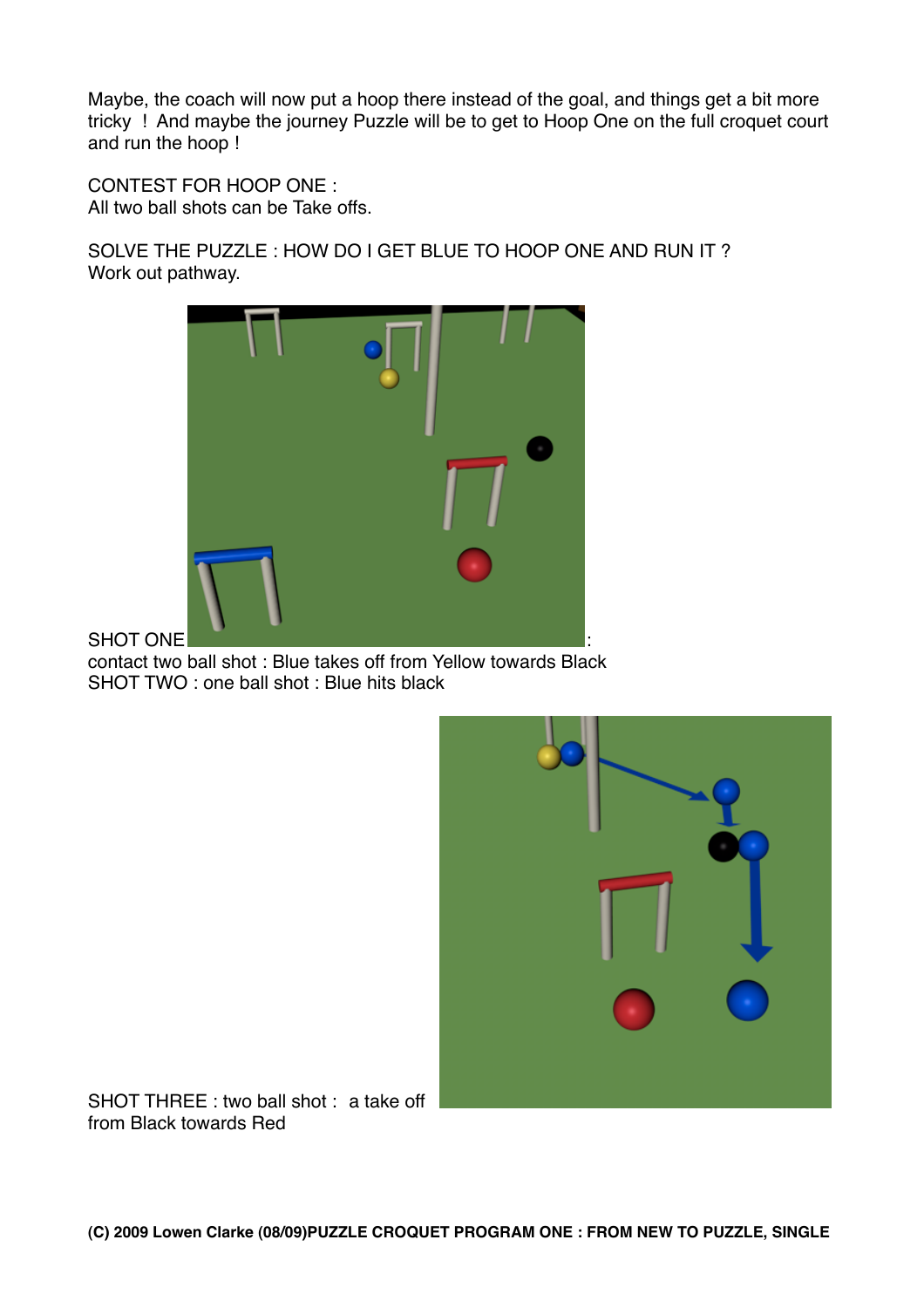Maybe, the coach will now put a hoop there instead of the goal, and things get a bit more tricky ! And maybe the journey Puzzle will be to get to Hoop One on the full croquet court and run the hoop !

CONTEST FOR HOOP ONE :
All two ball shots can be Take offs.

SOLVE THE PUZZLE : HOW DO I GET BLUE TO HOOP ONE AND RUN IT ?
Work out pathway.

SHOT ONE :
contact two ball shot : Blue takes off from Yellow towards Black
SHOT TWO : one ball shot : Blue hits black

SHOT THREE : two ball shot : a take off from Black towards Red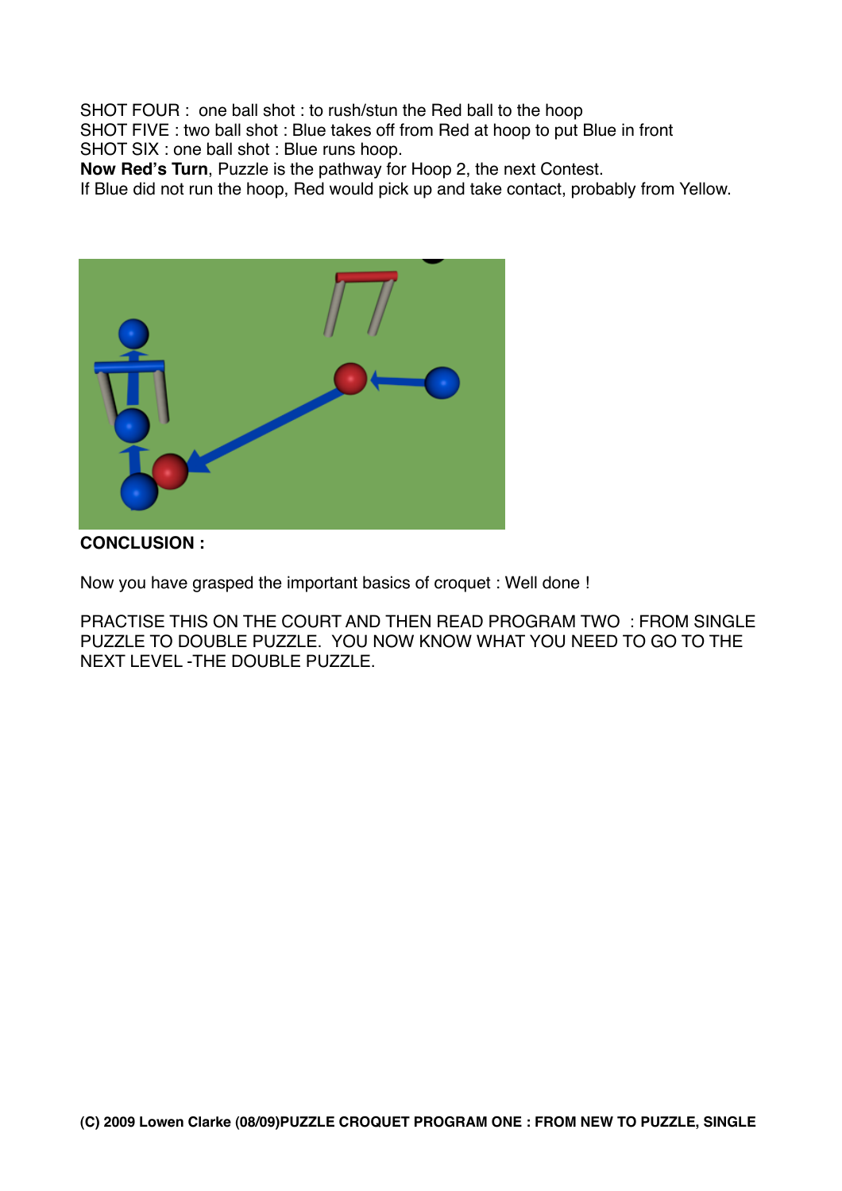SHOT FOUR : one ball shot : to rush/stun the Red ball to the hoop
SHOT FIVE : two ball shot : Blue takes off from Red at hoop to put Blue in front
SHOT SIX : one ball shot : Blue runs hoop.
**Now Red's Turn**, Puzzle is the pathway for Hoop 2, the next Contest.
If Blue did not run the hoop, Red would pick up and take contact, probably from Yellow.

**CONCLUSION :**

Now you have grasped the important basics of croquet : Well done !

PRACTISE THIS ON THE COURT AND THEN READ PROGRAM TWO : FROM SINGLE PUZZLE TO DOUBLE PUZZLE. YOU NOW KNOW WHAT YOU NEED TO GO TO THE NEXT LEVEL -THE DOUBLE PUZZLE.